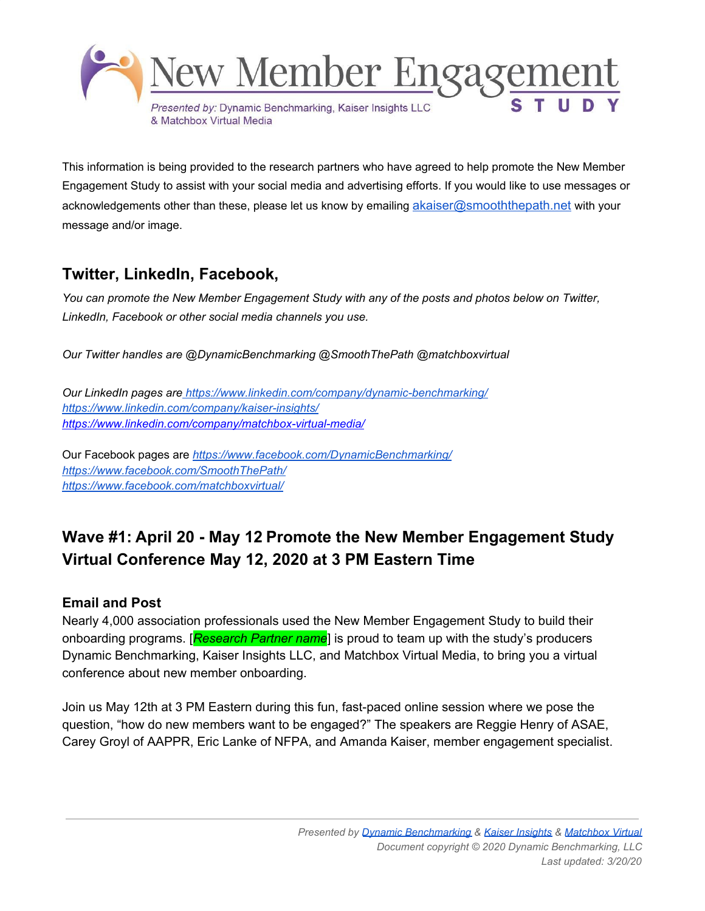# New Member Engagement STUDY

*Presented by:* Dynamic Benchmarking, Kaiser Insights LLC & Matchbox Virtual Media

This information is being provided to the research partners who have agreed to help promote the New Member Engagement Study to assist with your social media and advertising efforts. If you would like to use messages or acknowledgements other than these, please let us know by emailing akaiser@smooththepath.net with your message and/or image.

## Twitter, LinkedIn, Facebook,

*You can promote the New Member Engagement Study with any of the posts and photos below on Twitter, LinkedIn, Facebook or other social media channels you use.*

*Our Twitter handles are @DynamicBenchmarking @SmoothThePath @matchboxvirtual*

*Our LinkedIn pages are https://www.linkedin.com/company/dynamic-benchmarking/*
*https://www.linkedin.com/company/kaiser-insights/*
*https://www.linkedin.com/company/matchbox-virtual-media/*

Our Facebook pages are *https://www.facebook.com/DynamicBenchmarking/*
*https://www.facebook.com/SmoothThePath/*
*https://www.facebook.com/matchboxvirtual/*

## Wave #1: April 20 - May 12 Promote the New Member Engagement Study Virtual Conference May 12, 2020 at 3 PM Eastern Time

### Email and Post

Nearly 4,000 association professionals used the New Member Engagement Study to build their onboarding programs. [*Research Partner name*] is proud to team up with the study's producers Dynamic Benchmarking, Kaiser Insights LLC, and Matchbox Virtual Media, to bring you a virtual conference about new member onboarding.

Join us May 12th at 3 PM Eastern during this fun, fast-paced online session where we pose the question, "how do new members want to be engaged?" The speakers are Reggie Henry of ASAE, Carey Groyl of AAPPR, Eric Lanke of NFPA, and Amanda Kaiser, member engagement specialist.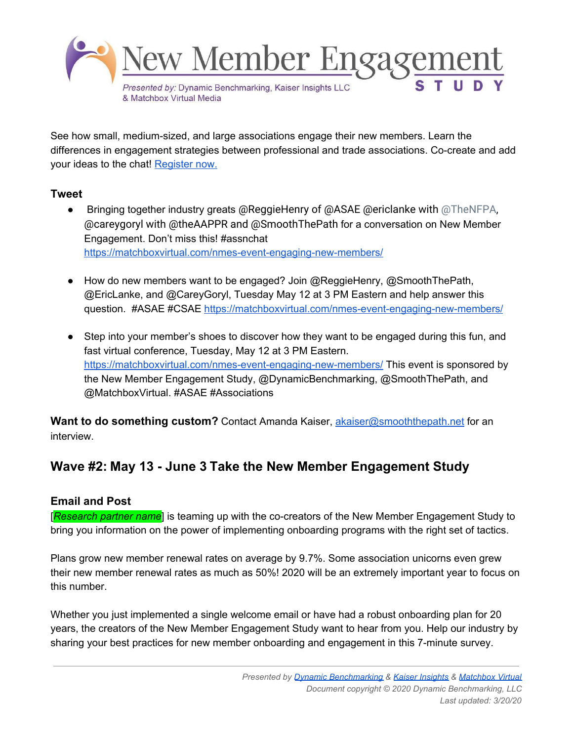See how small, medium-sized, and large associations engage their new members. Learn the differences in engagement strategies between professional and trade associations. Co-create and add your ideas to the chat! [Register now.](#)

### Tweet

- Bringing together industry greats @ReggieHenry of @ASAE @ericlanke with @TheNFPA, @careygoryl with @theAAPPR and @SmoothThePath for a conversation on New Member Engagement. Don't miss this! #assnchat https://matchboxvirtual.com/nmes-event-engaging-new-members/

- How do new members want to be engaged? Join @ReggieHenry, @SmoothThePath, @EricLanke, and @CareyGoryl, Tuesday May 12 at 3 PM Eastern and help answer this question. #ASAE #CSAE https://matchboxvirtual.com/nmes-event-engaging-new-members/

- Step into your member's shoes to discover how they want to be engaged during this fun, and fast virtual conference, Tuesday, May 12 at 3 PM Eastern. https://matchboxvirtual.com/nmes-event-engaging-new-members/ This event is sponsored by the New Member Engagement Study, @DynamicBenchmarking, @SmoothThePath, and @MatchboxVirtual. #ASAE #Associations

**Want to do something custom?** Contact Amanda Kaiser, akaiser@smooththepath.net for an interview.

## Wave #2: May 13 - June 3 Take the New Member Engagement Study

### Email and Post

[*Research partner name*] is teaming up with the co-creators of the New Member Engagement Study to bring you information on the power of implementing onboarding programs with the right set of tactics.

Plans grow new member renewal rates on average by 9.7%. Some association unicorns even grew their new member renewal rates as much as 50%! 2020 will be an extremely important year to focus on this number.

Whether you just implemented a single welcome email or have had a robust onboarding plan for 20 years, the creators of the New Member Engagement Study want to hear from you. Help our industry by sharing your best practices for new member onboarding and engagement in this 7-minute survey.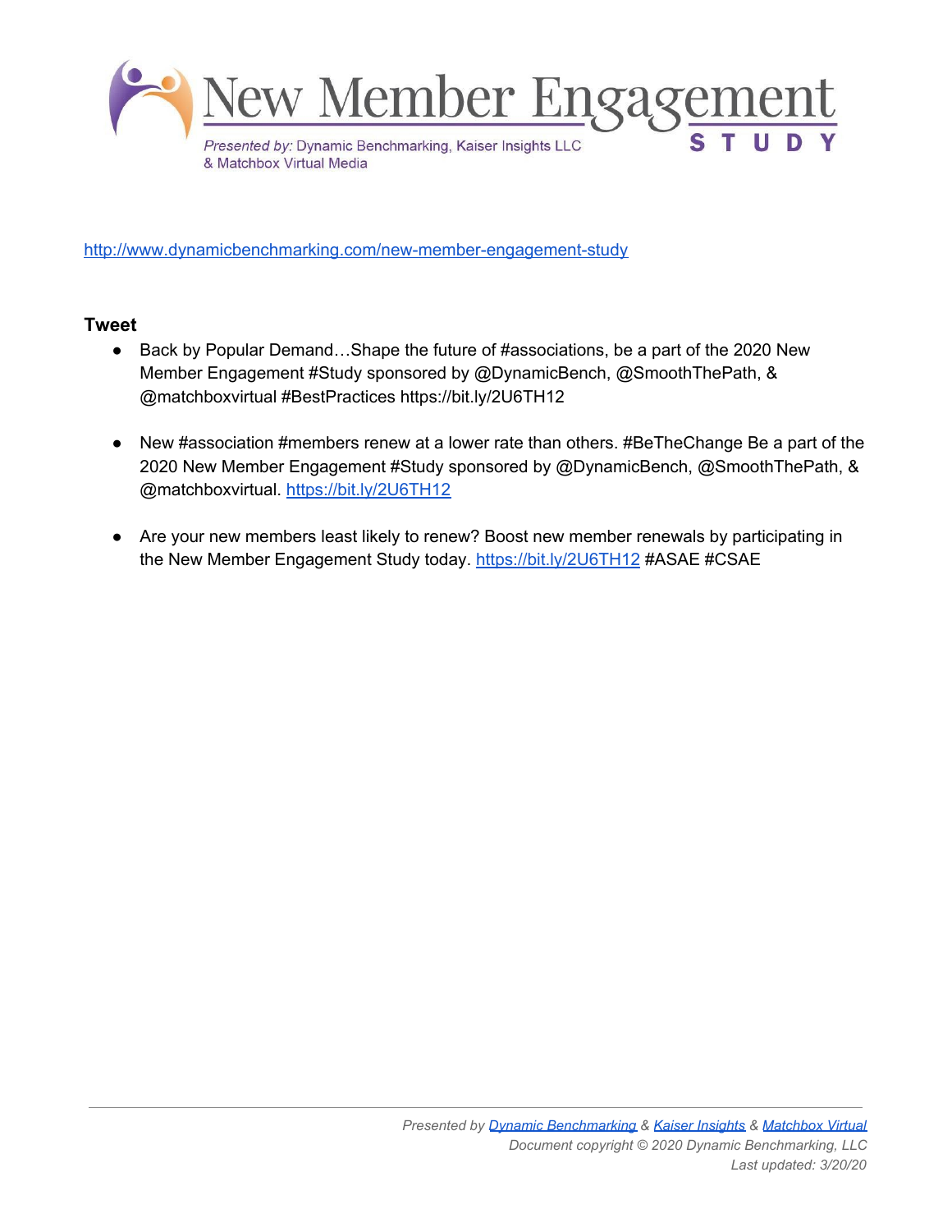http://www.dynamicbenchmarking.com/new-member-engagement-study

### Tweet

- Back by Popular Demand…Shape the future of #associations, be a part of the 2020 New Member Engagement #Study sponsored by @DynamicBench, @SmoothThePath, & @matchboxvirtual #BestPractices https://bit.ly/2U6TH12

- New #association #members renew at a lower rate than others. #BeTheChange Be a part of the 2020 New Member Engagement #Study sponsored by @DynamicBench, @SmoothThePath, & @matchboxvirtual. https://bit.ly/2U6TH12

- Are your new members least likely to renew? Boost new member renewals by participating in the New Member Engagement Study today. https://bit.ly/2U6TH12 #ASAE #CSAE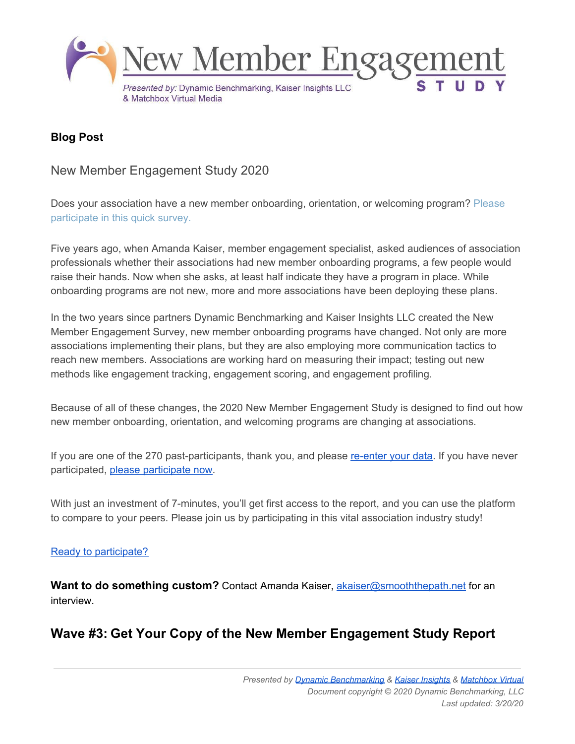**Blog Post**

New Member Engagement Study 2020

Does your association have a new member onboarding, orientation, or welcoming program? Please participate in this quick survey.

Five years ago, when Amanda Kaiser, member engagement specialist, asked audiences of association professionals whether their associations had new member onboarding programs, a few people would raise their hands. Now when she asks, at least half indicate they have a program in place. While onboarding programs are not new, more and more associations have been deploying these plans.

In the two years since partners Dynamic Benchmarking and Kaiser Insights LLC created the New Member Engagement Survey, new member onboarding programs have changed. Not only are more associations implementing their plans, but they are also employing more communication tactics to reach new members. Associations are working hard on measuring their impact; testing out new methods like engagement tracking, engagement scoring, and engagement profiling.

Because of all of these changes, the 2020 New Member Engagement Study is designed to find out how new member onboarding, orientation, and welcoming programs are changing at associations.

If you are one of the 270 past-participants, thank you, and please re-enter your data. If you have never participated, please participate now.

With just an investment of 7-minutes, you'll get first access to the report, and you can use the platform to compare to your peers. Please join us by participating in this vital association industry study!

Ready to participate?

**Want to do something custom?** Contact Amanda Kaiser, akaiser@smooththepath.net for an interview.

## Wave #3: Get Your Copy of the New Member Engagement Study Report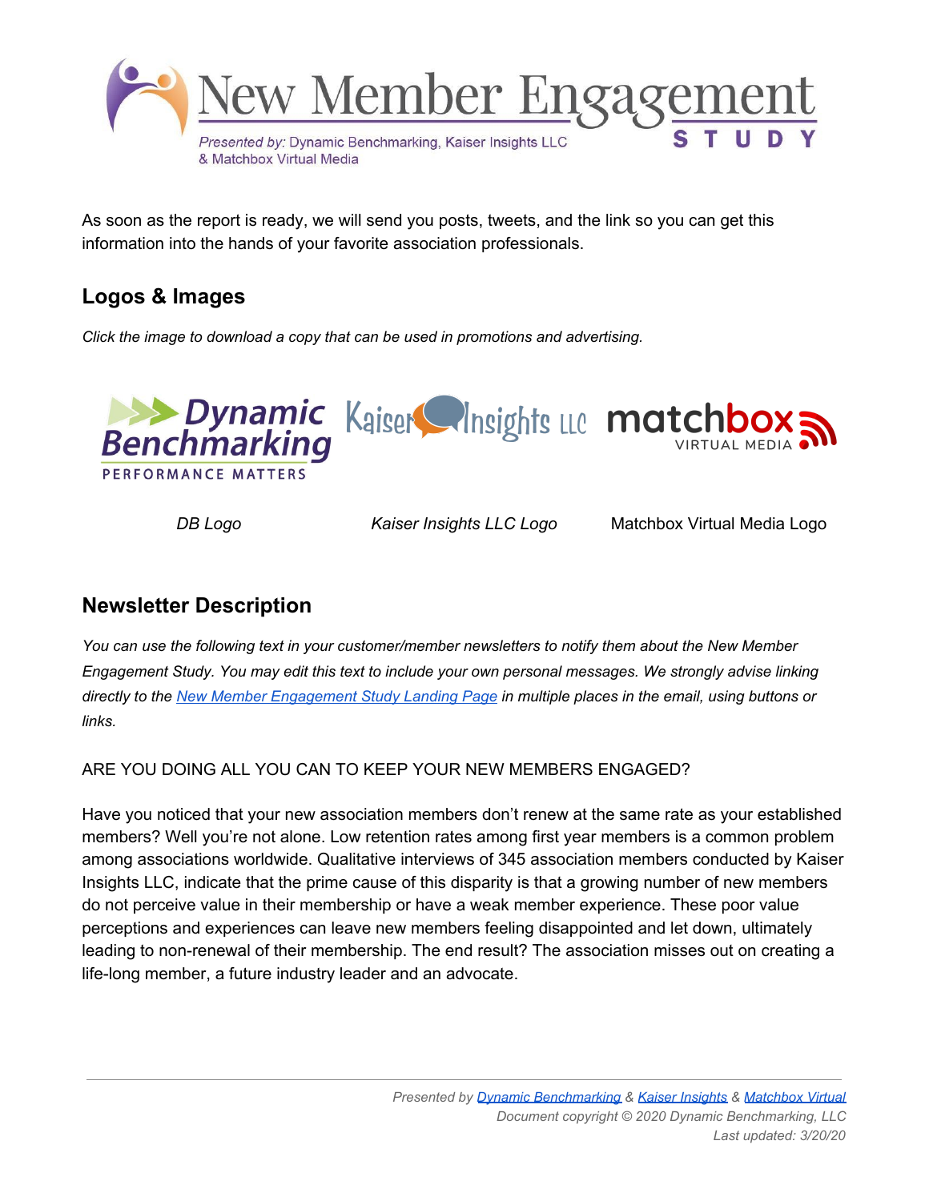As soon as the report is ready, we will send you posts, tweets, and the link so you can get this information into the hands of your favorite association professionals.

## Logos & Images

*Click the image to download a copy that can be used in promotions and advertising.*

*DB Logo* | *Kaiser Insights LLC Logo* | Matchbox Virtual Media Logo

## Newsletter Description

*You can use the following text in your customer/member newsletters to notify them about the New Member Engagement Study. You may edit this text to include your own personal messages. We strongly advise linking directly to the [New Member Engagement Study Landing Page](#) in multiple places in the email, using buttons or links.*

ARE YOU DOING ALL YOU CAN TO KEEP YOUR NEW MEMBERS ENGAGED?

Have you noticed that your new association members don't renew at the same rate as your established members? Well you're not alone. Low retention rates among first year members is a common problem among associations worldwide. Qualitative interviews of 345 association members conducted by Kaiser Insights LLC, indicate that the prime cause of this disparity is that a growing number of new members do not perceive value in their membership or have a weak member experience. These poor value perceptions and experiences can leave new members feeling disappointed and let down, ultimately leading to non-renewal of their membership. The end result? The association misses out on creating a life-long member, a future industry leader and an advocate.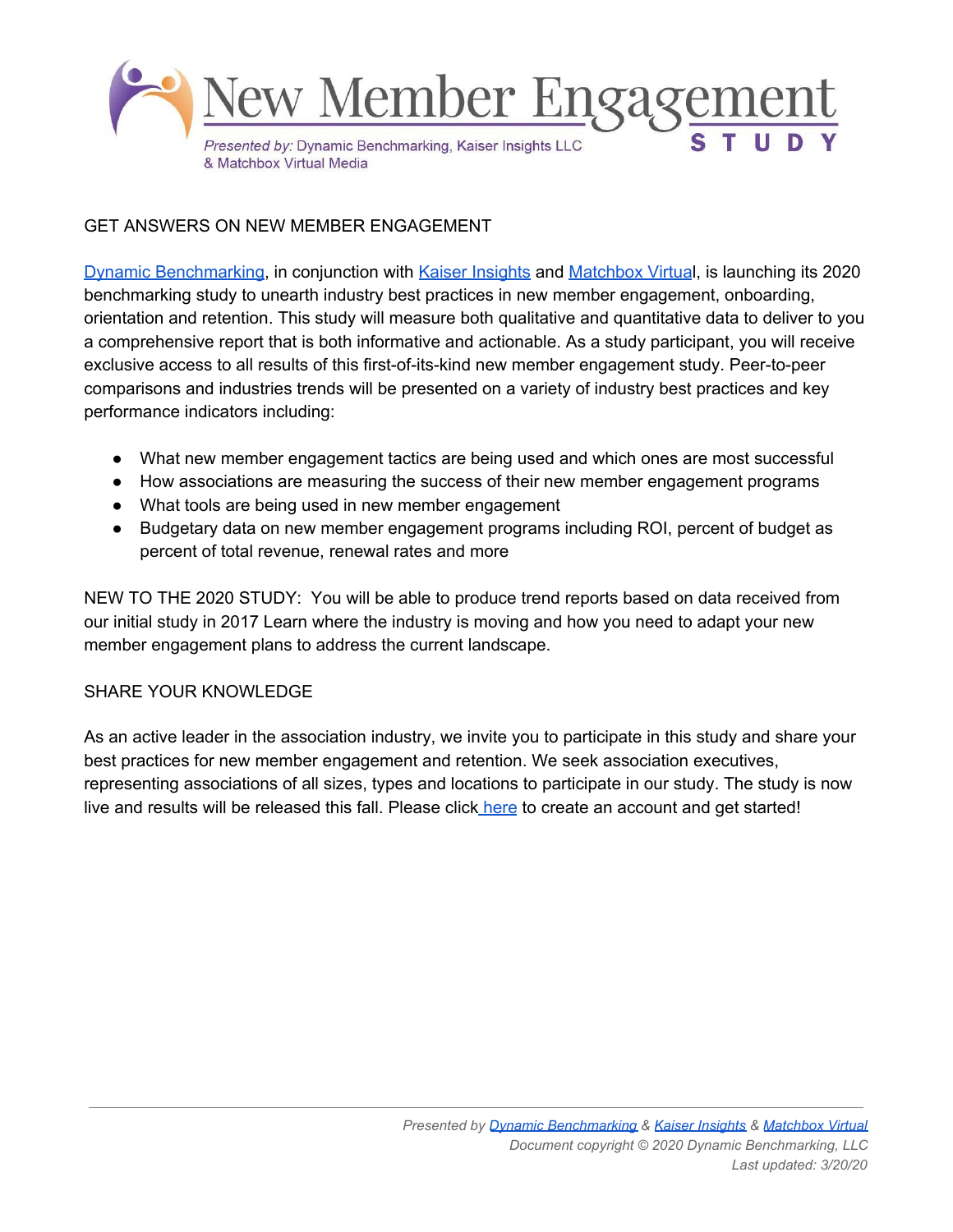# New Member Engagement STUDY

*Presented by:* Dynamic Benchmarking, Kaiser Insights LLC & Matchbox Virtual Media

## GET ANSWERS ON NEW MEMBER ENGAGEMENT

Dynamic Benchmarking, in conjunction with Kaiser Insights and Matchbox Virtual, is launching its 2020 benchmarking study to unearth industry best practices in new member engagement, onboarding, orientation and retention. This study will measure both qualitative and quantitative data to deliver to you a comprehensive report that is both informative and actionable. As a study participant, you will receive exclusive access to all results of this first-of-its-kind new member engagement study. Peer-to-peer comparisons and industries trends will be presented on a variety of industry best practices and key performance indicators including:

- What new member engagement tactics are being used and which ones are most successful
- How associations are measuring the success of their new member engagement programs
- What tools are being used in new member engagement
- Budgetary data on new member engagement programs including ROI, percent of budget as percent of total revenue, renewal rates and more

NEW TO THE 2020 STUDY: You will be able to produce trend reports based on data received from our initial study in 2017 Learn where the industry is moving and how you need to adapt your new member engagement plans to address the current landscape.

## SHARE YOUR KNOWLEDGE

As an active leader in the association industry, we invite you to participate in this study and share your best practices for new member engagement and retention. We seek association executives, representing associations of all sizes, types and locations to participate in our study. The study is now live and results will be released this fall. Please click here to create an account and get started!

*Presented by Dynamic Benchmarking & Kaiser Insights & Matchbox Virtual*
*Document copyright © 2020 Dynamic Benchmarking, LLC*
*Last updated: 3/20/20*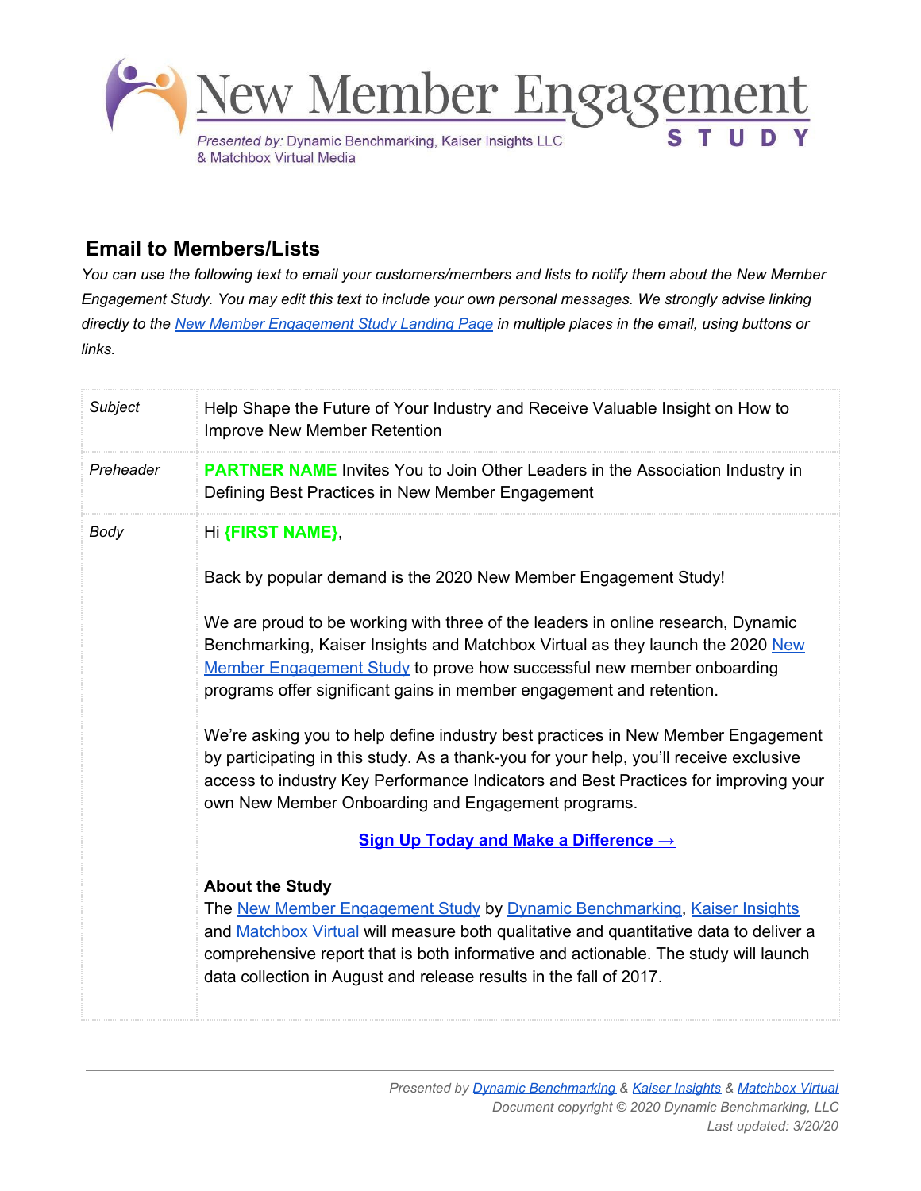New Member Engagement STUDY

*Presented by:* Dynamic Benchmarking, Kaiser Insights LLC & Matchbox Virtual Media

## Email to Members/Lists

*You can use the following text to email your customers/members and lists to notify them about the New Member Engagement Study. You may edit this text to include your own personal messages. We strongly advise linking directly to the [New Member Engagement Study Landing Page](#) in multiple places in the email, using buttons or links.*

| | |
|---|---|
| *Subject* | Help Shape the Future of Your Industry and Receive Valuable Insight on How to Improve New Member Retention |
| *Preheader* | **PARTNER NAME** Invites You to Join Other Leaders in the Association Industry in Defining Best Practices in New Member Engagement |
| *Body* | Hi **{FIRST NAME}**,<br><br>Back by popular demand is the 2020 New Member Engagement Study!<br><br>We are proud to be working with three of the leaders in online research, Dynamic Benchmarking, Kaiser Insights and Matchbox Virtual as they launch the 2020 [New Member Engagement Study](#) to prove how successful new member onboarding programs offer significant gains in member engagement and retention.<br><br>We're asking you to help define industry best practices in New Member Engagement by participating in this study. As a thank-you for your help, you'll receive exclusive access to industry Key Performance Indicators and Best Practices for improving your own New Member Onboarding and Engagement programs.<br><br>**[Sign Up Today and Make a Difference →](#)**<br><br>**About the Study**<br>The [New Member Engagement Study](#) by [Dynamic Benchmarking](#), [Kaiser Insights](#) and [Matchbox Virtual](#) will measure both qualitative and quantitative data to deliver a comprehensive report that is both informative and actionable. The study will launch data collection in August and release results in the fall of 2017. |

*Presented by [Dynamic Benchmarking](#) & [Kaiser Insights](#) & [Matchbox Virtual](#)*
*Document copyright © 2020 Dynamic Benchmarking, LLC*
*Last updated: 3/20/20*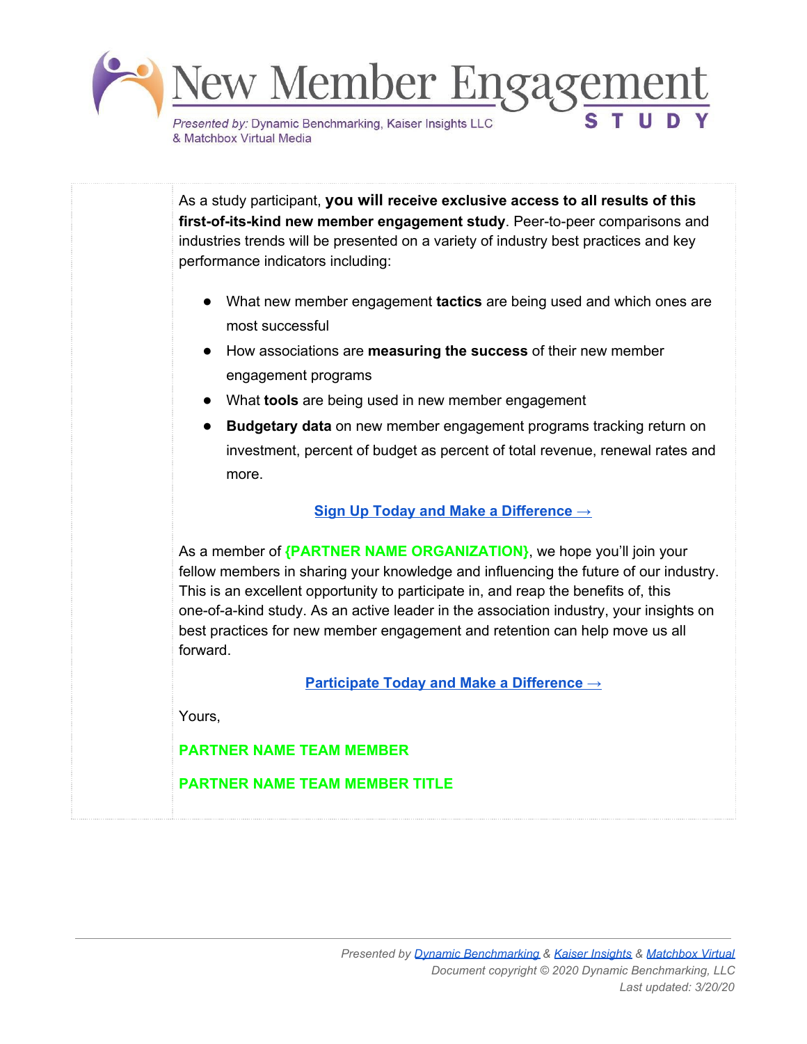# New Member Engagement STUDY

*Presented by:* Dynamic Benchmarking, Kaiser Insights LLC & Matchbox Virtual Media

As a study participant, **you will receive exclusive access to all results of this first-of-its-kind new member engagement study**. Peer-to-peer comparisons and industries trends will be presented on a variety of industry best practices and key performance indicators including:

- What new member engagement **tactics** are being used and which ones are most successful
- How associations are **measuring the success** of their new member engagement programs
- What **tools** are being used in new member engagement
- **Budgetary data** on new member engagement programs tracking return on investment, percent of budget as percent of total revenue, renewal rates and more.

**Sign Up Today and Make a Difference →**

As a member of **{PARTNER NAME ORGANIZATION}**, we hope you'll join your fellow members in sharing your knowledge and influencing the future of our industry. This is an excellent opportunity to participate in, and reap the benefits of, this one-of-a-kind study. As an active leader in the association industry, your insights on best practices for new member engagement and retention can help move us all forward.

**Participate Today and Make a Difference →**

Yours,

**PARTNER NAME TEAM MEMBER**

**PARTNER NAME TEAM MEMBER TITLE**

*Presented by Dynamic Benchmarking & Kaiser Insights & Matchbox Virtual*
*Document copyright © 2020 Dynamic Benchmarking, LLC*
*Last updated: 3/20/20*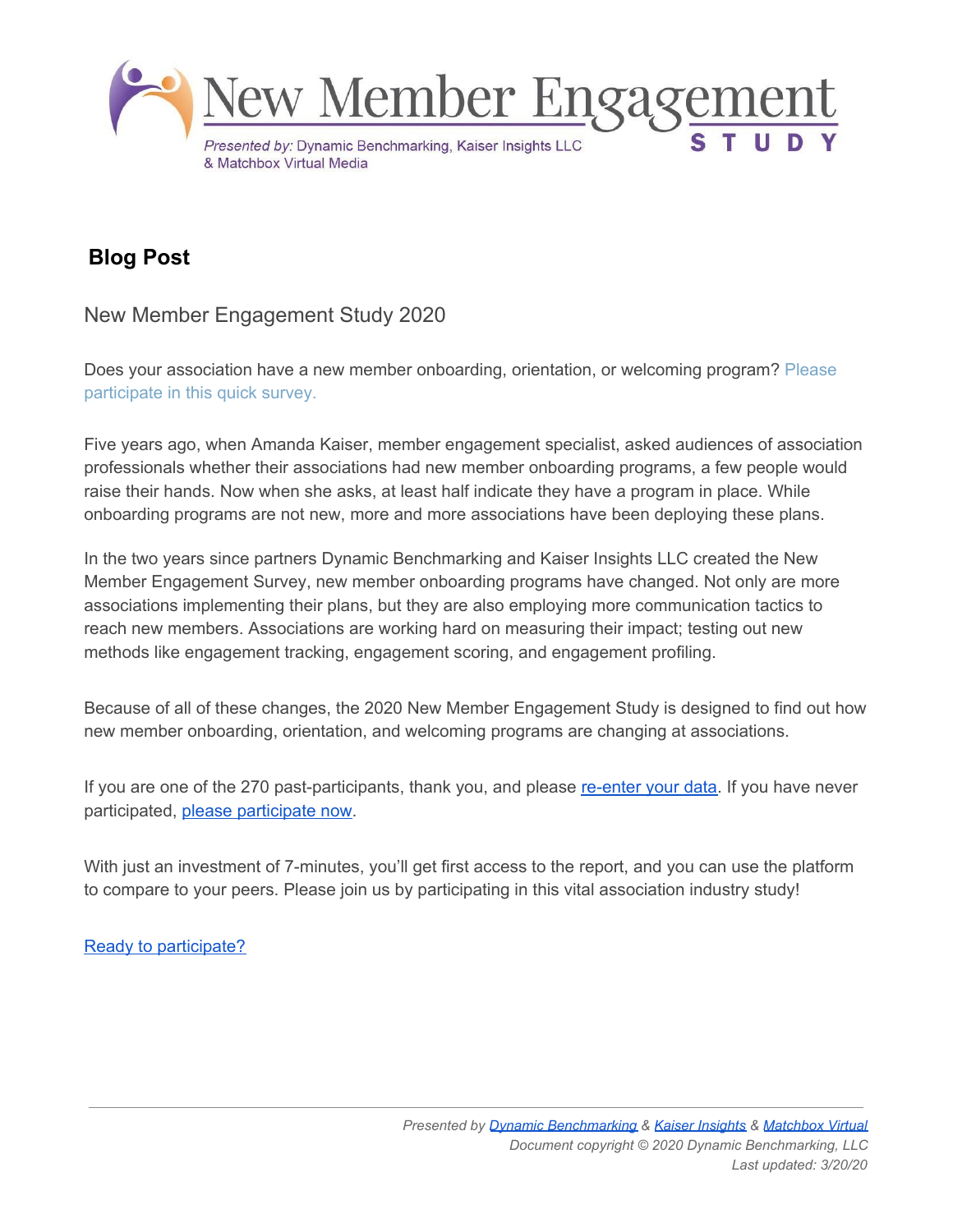# New Member Engagement STUDY

*Presented by:* Dynamic Benchmarking, Kaiser Insights LLC & Matchbox Virtual Media

## Blog Post

### New Member Engagement Study 2020

Does your association have a new member onboarding, orientation, or welcoming program? Please participate in this quick survey.

Five years ago, when Amanda Kaiser, member engagement specialist, asked audiences of association professionals whether their associations had new member onboarding programs, a few people would raise their hands. Now when she asks, at least half indicate they have a program in place. While onboarding programs are not new, more and more associations have been deploying these plans.

In the two years since partners Dynamic Benchmarking and Kaiser Insights LLC created the New Member Engagement Survey, new member onboarding programs have changed. Not only are more associations implementing their plans, but they are also employing more communication tactics to reach new members. Associations are working hard on measuring their impact; testing out new methods like engagement tracking, engagement scoring, and engagement profiling.

Because of all of these changes, the 2020 New Member Engagement Study is designed to find out how new member onboarding, orientation, and welcoming programs are changing at associations.

If you are one of the 270 past-participants, thank you, and please re-enter your data. If you have never participated, please participate now.

With just an investment of 7-minutes, you'll get first access to the report, and you can use the platform to compare to your peers. Please join us by participating in this vital association industry study!

Ready to participate?

*Presented by Dynamic Benchmarking & Kaiser Insights & Matchbox Virtual*
*Document copyright © 2020 Dynamic Benchmarking, LLC*
*Last updated: 3/20/20*